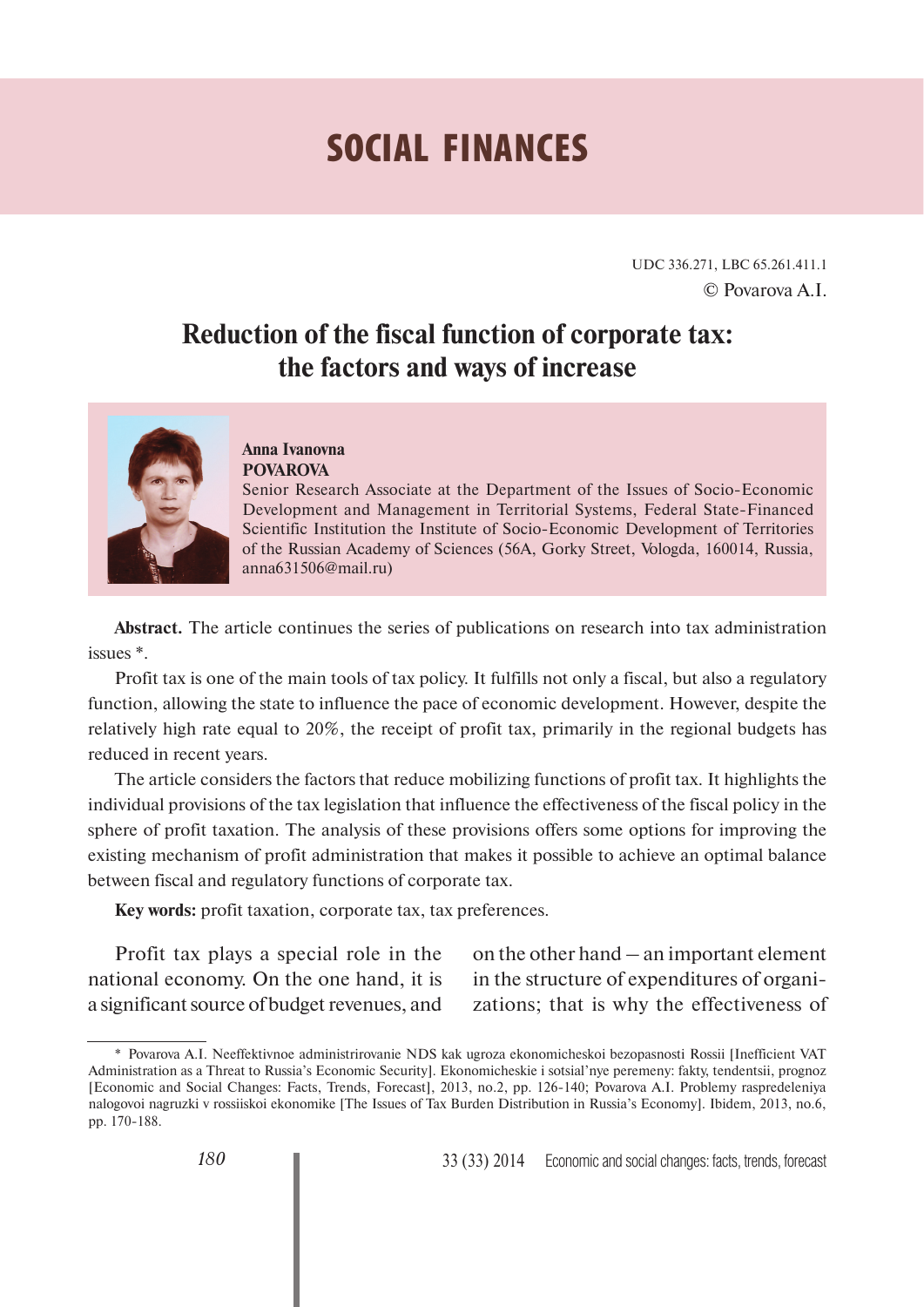# SOCIAL FINANCES

UDC 336.271, LBC 65.261.411.1

© Povarova A.I.

## Reduction of the fiscal function of corporate tax: the factors and ways of increase

**Anna Ivanovna POVAROVA**

Senior Research Associate at the Department of the Issues of Socio-Economic Development and Management in Territorial Systems, Federal State-Financed Scientific Institution the Institute of Socio-Economic Development of Territories of the Russian Academy of Sciences (56A, Gorky Street, Vologda, 160014, Russia, anna631506@mail.ru)

**Abstract.** The article continues the series of publications on research into tax administration issues *.

Profit tax is one of the main tools of tax policy. It fulfills not only a fiscal, but also a regulatory function, allowing the state to influence the pace of economic development. However, despite the relatively high rate equal to 20%, the receipt of profit tax, primarily in the regional budgets has reduced in recent years.

The article considers the factors that reduce mobilizing functions of profit tax. It highlights the individual provisions of the tax legislation that influence the effectiveness of the fiscal policy in the sphere of profit taxation. The analysis of these provisions offers some options for improving the existing mechanism of profit administration that makes it possible to achieve an optimal balance between fiscal and regulatory functions of corporate tax.

**Key words:** profit taxation, corporate tax, tax preferences.

Profit tax plays a special role in the national economy. On the one hand, it is a significant source of budget revenues, and on the other hand – an important element in the structure of expenditures of organizations; that is why the effectiveness of

---

* Povarova A.I. Neeffektivnoe administrirovanie NDS kak ugroza ekonomicheskoi bezopasnosti Rossii [Inefficient VAT Administration as a Threat to Russia's Economic Security]. Ekonomicheskie i sotsial'nye peremeny: fakty, tendentsii, prognoz [Economic and Social Changes: Facts, Trends, Forecast], 2013, no.2, pp. 126-140; Povarova A.I. Problemy raspredeleniya nalogovoi nagruzki v rossiiskoi ekonomike [The Issues of Tax Burden Distribution in Russia's Economy]. Ibidem, 2013, no.6, pp. 170-188.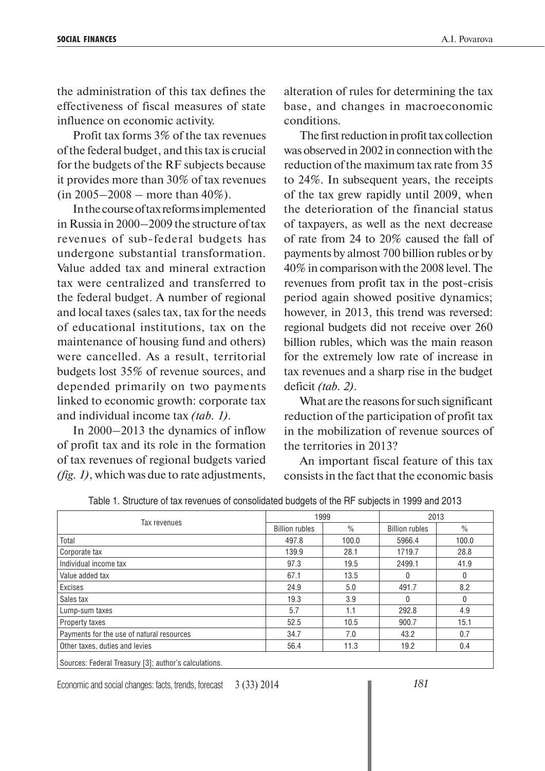the administration of this tax defines the effectiveness of fiscal measures of state influence on economic activity.

Profit tax forms 3% of the tax revenues of the federal budget, and this tax is crucial for the budgets of the RF subjects because it provides more than 30% of tax revenues (in 2005–2008 – more than 40%).

In the course of tax reforms implemented in Russia in 2000–2009 the structure of tax revenues of sub-federal budgets has undergone substantial transformation. Value added tax and mineral extraction tax were centralized and transferred to the federal budget. A number of regional and local taxes (sales tax, tax for the needs of educational institutions, tax on the maintenance of housing fund and others) were cancelled. As a result, territorial budgets lost 35% of revenue sources, and depended primarily on two payments linked to economic growth: corporate tax and individual income tax *(tab. 1)*.

In 2000–2013 the dynamics of inflow of profit tax and its role in the formation of tax revenues of regional budgets varied *(fig. 1)*, which was due to rate adjustments, alteration of rules for determining the tax base, and changes in macroeconomic conditions.

The first reduction in profit tax collection was observed in 2002 in connection with the reduction of the maximum tax rate from 35 to 24%. In subsequent years, the receipts of the tax grew rapidly until 2009, when the deterioration of the financial status of taxpayers, as well as the next decrease of rate from 24 to 20% caused the fall of payments by almost 700 billion rubles or by 40% in comparison with the 2008 level. The revenues from profit tax in the post-crisis period again showed positive dynamics; however, in 2013, this trend was reversed: regional budgets did not receive over 260 billion rubles, which was the main reason for the extremely low rate of increase in tax revenues and a sharp rise in the budget deficit *(tab. 2)*.

What are the reasons for such significant reduction of the participation of profit tax in the mobilization of revenue sources of the territories in 2013?

An important fiscal feature of this tax consists in the fact that the economic basis

Table 1. Structure of tax revenues of consolidated budgets of the RF subjects in 1999 and 2013

| Tax revenues | 1999 | | 2013 | |
|---|---|---|---|---|
| | Billion rubles | % | Billion rubles | % |
| Total | 497.8 | 100.0 | 5966.4 | 100.0 |
| Corporate tax | 139.9 | 28.1 | 1719.7 | 28.8 |
| Individual income tax | 97.3 | 19.5 | 2499.1 | 41.9 |
| Value added tax | 67.1 | 13.5 | 0 | 0 |
| Excises | 24.9 | 5.0 | 491.7 | 8.2 |
| Sales tax | 19.3 | 3.9 | 0 | 0 |
| Lump-sum taxes | 5.7 | 1.1 | 292.8 | 4.9 |
| Property taxes | 52.5 | 10.5 | 900.7 | 15.1 |
| Payments for the use of natural resources | 34.7 | 7.0 | 43.2 | 0.7 |
| Other taxes, duties and levies | 56.4 | 11.3 | 19.2 | 0.4 |

Sources: Federal Treasury [3]; author's calculations.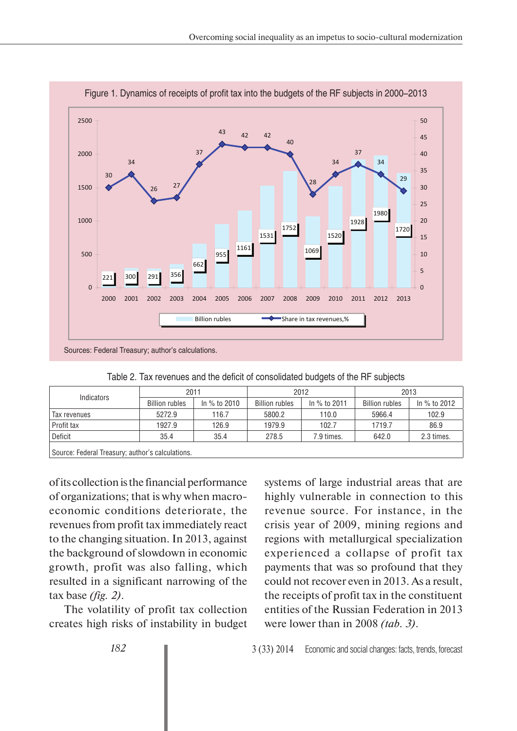Figure 1. Dynamics of receipts of profit tax into the budgets of the RF subjects in 2000–2013

| Year | Billion rubles | Share in tax revenues, % |
|---|---|---|
| 2000 | 221 | 30 |
| 2001 | 300 | 34 |
| 2002 | 291 | 26 |
| 2003 | 356 | 27 |
| 2004 | 662 | 37 |
| 2005 | 955 | 43 |
| 2006 | 1161 | 42 |
| 2007 | 1531 | 42 |
| 2008 | 1752 | 40 |
| 2009 | 1069 | 28 |
| 2010 | 1520 | 34 |
| 2011 | 1928 | 37 |
| 2012 | 1980 | 34 |
| 2013 | 1720 | 29 |

Sources: Federal Treasury; author's calculations.

Table 2. Tax revenues and the deficit of consolidated budgets of the RF subjects

| Indicators | 2011 | | 2012 | | 2013 | |
|---|---|---|---|---|---|---|
| | Billion rubles | In % to 2010 | Billion rubles | In % to 2011 | Billion rubles | In % to 2012 |
| Tax revenues | 5272.9 | 116.7 | 5800.2 | 110.0 | 5966.4 | 102.9 |
| Profit tax | 1927.9 | 126.9 | 1979.9 | 102.7 | 1719.7 | 86.9 |
| Deficit | 35.4 | 35.4 | 278.5 | 7.9 times. | 642.0 | 2.3 times. |

Source: Federal Treasury; author's calculations.

of its collection is the financial performance of organizations; that is why when macro-economic conditions deteriorate, the revenues from profit tax immediately react to the changing situation. In 2013, against the background of slowdown in economic growth, profit was also falling, which resulted in a significant narrowing of the tax base *(fig. 2)*.

The volatility of profit tax collection creates high risks of instability in budget systems of large industrial areas that are highly vulnerable in connection to this revenue source. For instance, in the crisis year of 2009, mining regions and regions with metallurgical specialization experienced a collapse of profit tax payments that was so profound that they could not recover even in 2013. As a result, the receipts of profit tax in the constituent entities of the Russian Federation in 2013 were lower than in 2008 *(tab. 3)*.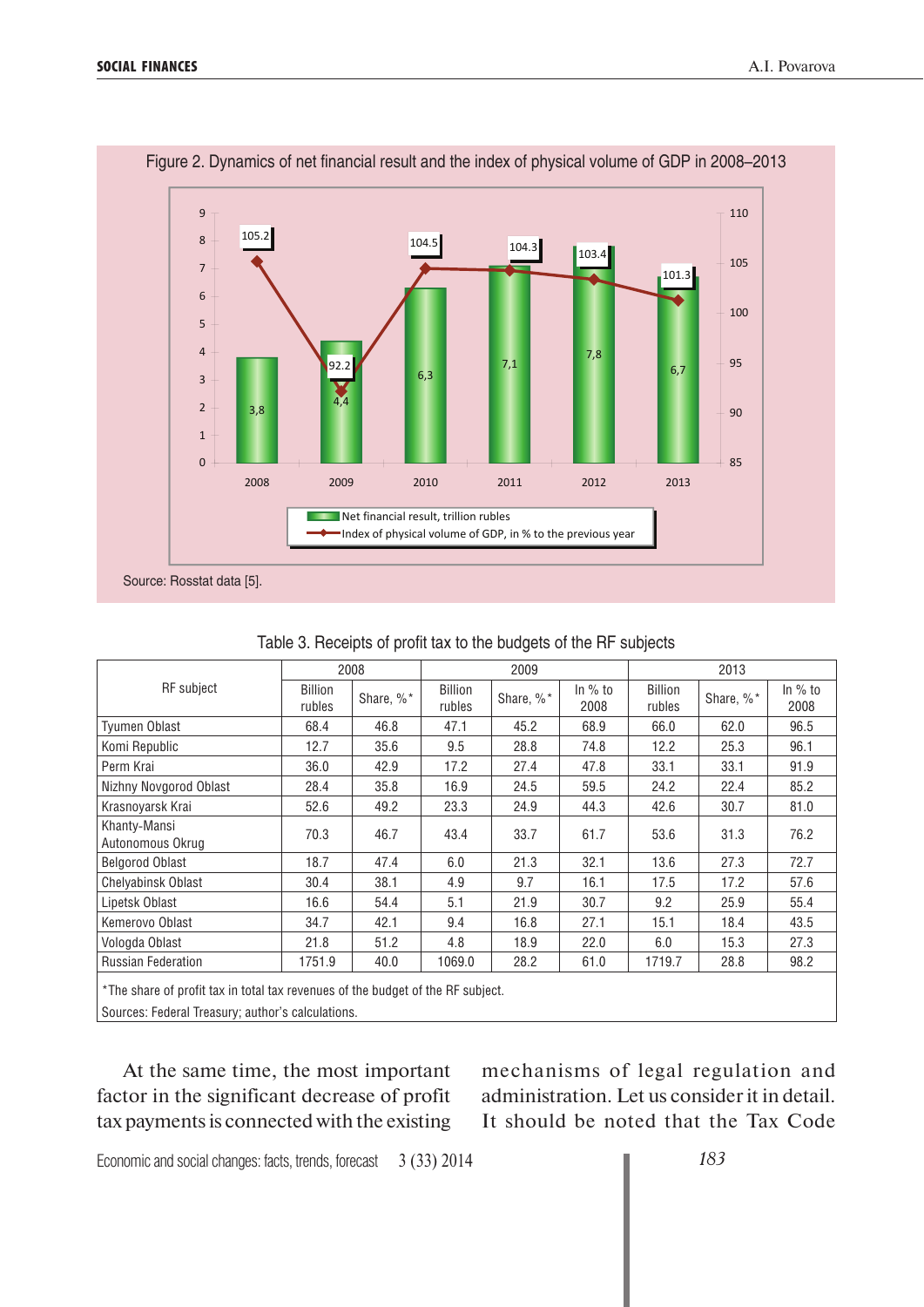Figure 2. Dynamics of net financial result and the index of physical volume of GDP in 2008–2013

Source: Rosstat data [5].

Table 3. Receipts of profit tax to the budgets of the RF subjects

| RF subject | 2008 | | 2009 | | | 2013 | | |
|---|---|---|---|---|---|---|---|---|
| | Billion rubles | Share, %* | Billion rubles | Share, %* | In % to 2008 | Billion rubles | Share, %* | In % to 2008 |
| Tyumen Oblast | 68.4 | 46.8 | 47.1 | 45.2 | 68.9 | 66.0 | 62.0 | 96.5 |
| Komi Republic | 12.7 | 35.6 | 9.5 | 28.8 | 74.8 | 12.2 | 25.3 | 96.1 |
| Perm Krai | 36.0 | 42.9 | 17.2 | 27.4 | 47.8 | 33.1 | 33.1 | 91.9 |
| Nizhny Novgorod Oblast | 28.4 | 35.8 | 16.9 | 24.5 | 59.5 | 24.2 | 22.4 | 85.2 |
| Krasnoyarsk Krai | 52.6 | 49.2 | 23.3 | 24.9 | 44.3 | 42.6 | 30.7 | 81.0 |
| Khanty-Mansi Autonomous Okrug | 70.3 | 46.7 | 43.4 | 33.7 | 61.7 | 53.6 | 31.3 | 76.2 |
| Belgorod Oblast | 18.7 | 47.4 | 6.0 | 21.3 | 32.1 | 13.6 | 27.3 | 72.7 |
| Chelyabinsk Oblast | 30.4 | 38.1 | 4.9 | 9.7 | 16.1 | 17.5 | 17.2 | 57.6 |
| Lipetsk Oblast | 16.6 | 54.4 | 5.1 | 21.9 | 30.7 | 9.2 | 25.9 | 55.4 |
| Kemerovo Oblast | 34.7 | 42.1 | 9.4 | 16.8 | 27.1 | 15.1 | 18.4 | 43.5 |
| Vologda Oblast | 21.8 | 51.2 | 4.8 | 18.9 | 22.0 | 6.0 | 15.3 | 27.3 |
| Russian Federation | 1751.9 | 40.0 | 1069.0 | 28.2 | 61.0 | 1719.7 | 28.8 | 98.2 |

*The share of profit tax in total tax revenues of the budget of the RF subject.

Sources: Federal Treasury; author's calculations.

At the same time, the most important factor in the significant decrease of profit tax payments is connected with the existing mechanisms of legal regulation and administration. Let us consider it in detail. It should be noted that the Tax Code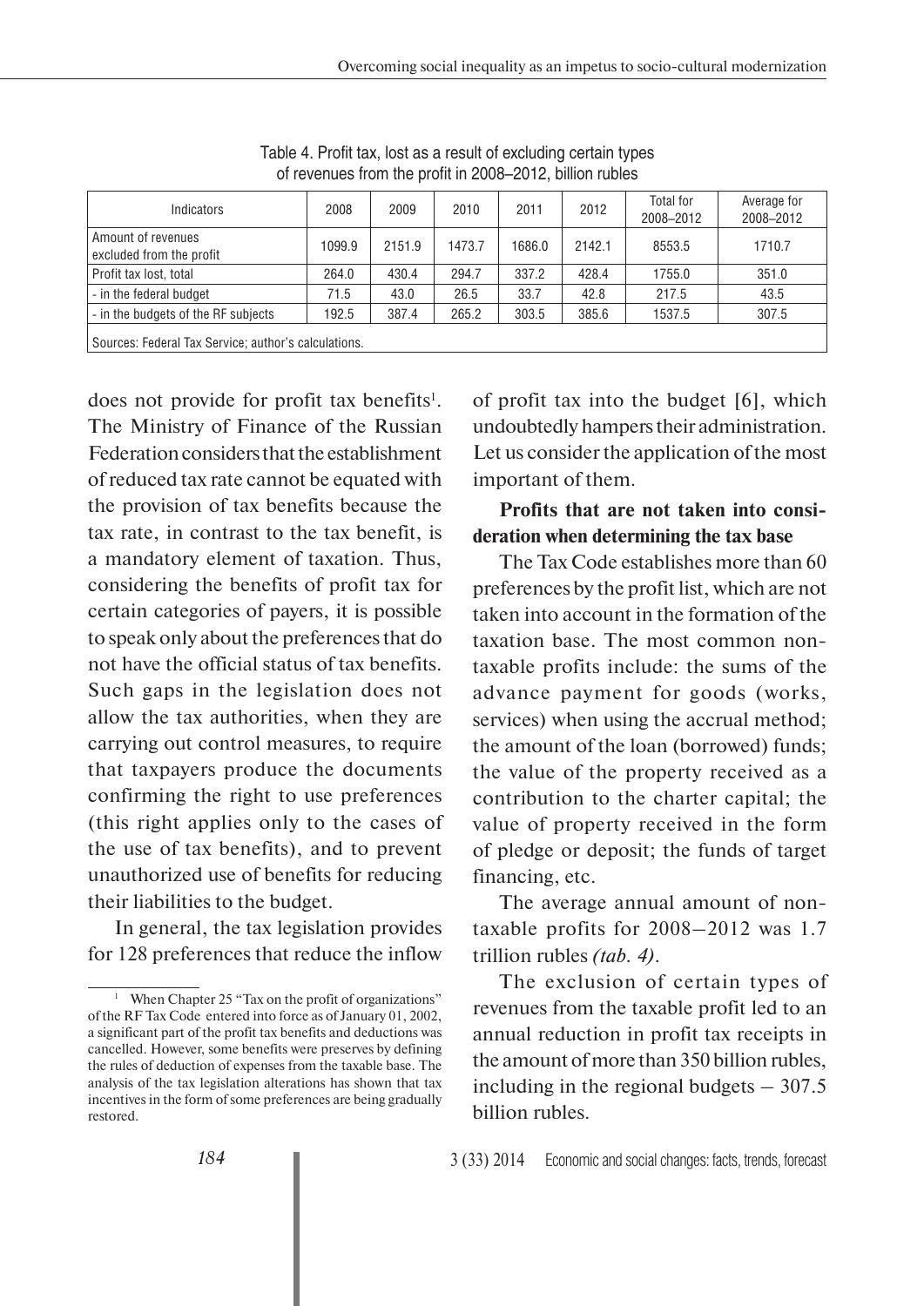Table 4. Profit tax, lost as a result of excluding certain types of revenues from the profit in 2008–2012, billion rubles

| Indicators | 2008 | 2009 | 2010 | 2011 | 2012 | Total for 2008–2012 | Average for 2008–2012 |
|---|---|---|---|---|---|---|---|
| Amount of revenues excluded from the profit | 1099.9 | 2151.9 | 1473.7 | 1686.0 | 2142.1 | 8553.5 | 1710.7 |
| Profit tax lost, total | 264.0 | 430.4 | 294.7 | 337.2 | 428.4 | 1755.0 | 351.0 |
| - in the federal budget | 71.5 | 43.0 | 26.5 | 33.7 | 42.8 | 217.5 | 43.5 |
| - in the budgets of the RF subjects | 192.5 | 387.4 | 265.2 | 303.5 | 385.6 | 1537.5 | 307.5 |

Sources: Federal Tax Service; author's calculations.

does not provide for profit tax benefits[1]. The Ministry of Finance of the Russian Federation considers that the establishment of reduced tax rate cannot be equated with the provision of tax benefits because the tax rate, in contrast to the tax benefit, is a mandatory element of taxation. Thus, considering the benefits of profit tax for certain categories of payers, it is possible to speak only about the preferences that do not have the official status of tax benefits. Such gaps in the legislation does not allow the tax authorities, when they are carrying out control measures, to require that taxpayers produce the documents confirming the right to use preferences (this right applies only to the cases of the use of tax benefits), and to prevent unauthorized use of benefits for reducing their liabilities to the budget.

In general, the tax legislation provides for 128 preferences that reduce the inflow of profit tax into the budget [6], which undoubtedly hampers their administration. Let us consider the application of the most important of them.

**Profits that are not taken into consideration when determining the tax base**

The Tax Code establishes more than 60 preferences by the profit list, which are not taken into account in the formation of the taxation base. The most common non-taxable profits include: the sums of the advance payment for goods (works, services) when using the accrual method; the amount of the loan (borrowed) funds; the value of the property received as a contribution to the charter capital; the value of property received in the form of pledge or deposit; the funds of target financing, etc.

The average annual amount of non-taxable profits for 2008–2012 was 1.7 trillion rubles *(tab. 4)*.

The exclusion of certain types of revenues from the taxable profit led to an annual reduction in profit tax receipts in the amount of more than 350 billion rubles, including in the regional budgets – 307.5 billion rubles.

[1] When Chapter 25 "Tax on the profit of organizations" of the RF Tax Code entered into force as of January 01, 2002, a significant part of the profit tax benefits and deductions was cancelled. However, some benefits were preserves by defining the rules of deduction of expenses from the taxable base. The analysis of the tax legislation alterations has shown that tax incentives in the form of some preferences are being gradually restored.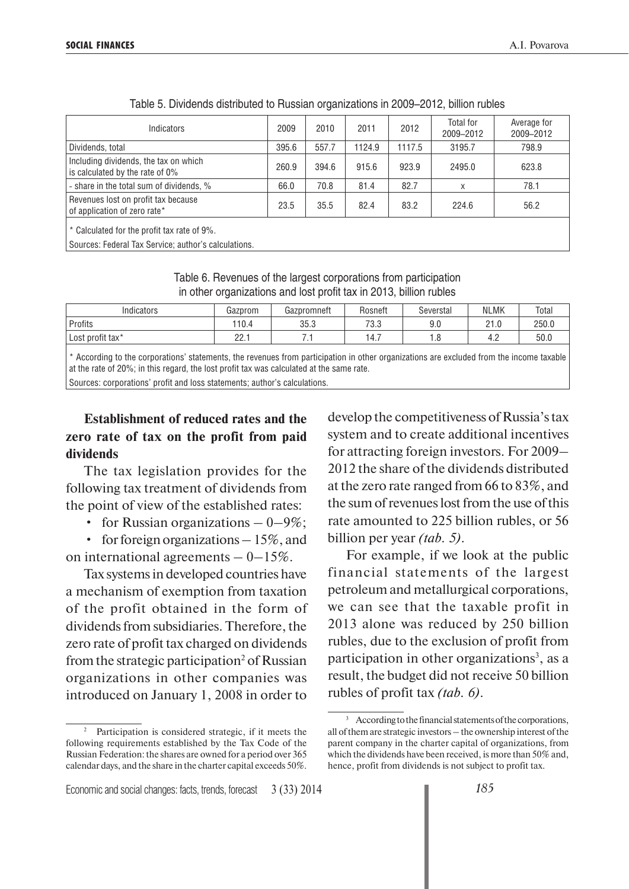Table 5. Dividends distributed to Russian organizations in 2009–2012, billion rubles

| Indicators | 2009 | 2010 | 2011 | 2012 | Total for 2009–2012 | Average for 2009–2012 |
|---|---|---|---|---|---|---|
| Dividends, total | 395.6 | 557.7 | 1124.9 | 1117.5 | 3195.7 | 798.9 |
| Including dividends, the tax on which is calculated by the rate of 0% | 260.9 | 394.6 | 915.6 | 923.9 | 2495.0 | 623.8 |
| - share in the total sum of dividends, % | 66.0 | 70.8 | 81.4 | 82.7 | x | 78.1 |
| Revenues lost on profit tax because of application of zero rate* | 23.5 | 35.5 | 82.4 | 83.2 | 224.6 | 56.2 |

\* Calculated for the profit tax rate of 9%.

Sources: Federal Tax Service; author's calculations.

Table 6. Revenues of the largest corporations from participation in other organizations and lost profit tax in 2013, billion rubles

| Indicators | Gazprom | Gazpromneft | Rosneft | Severstal | NLMK | Total |
|---|---|---|---|---|---|---|
| Profits | 110.4 | 35.3 | 73.3 | 9.0 | 21.0 | 250.0 |
| Lost profit tax* | 22.1 | 7.1 | 14.7 | 1.8 | 4.2 | 50.0 |

\* According to the corporations' statements, the revenues from participation in other organizations are excluded from the income taxable at the rate of 20%; in this regard, the lost profit tax was calculated at the same rate.

Sources: corporations' profit and loss statements; author's calculations.

**Establishment of reduced rates and the zero rate of tax on the profit from paid dividends**

The tax legislation provides for the following tax treatment of dividends from the point of view of the established rates:

- for Russian organizations – 0–9%;
- for foreign organizations – 15%, and on international agreements – 0–15%.

Tax systems in developed countries have a mechanism of exemption from taxation of the profit obtained in the form of dividends from subsidiaries. Therefore, the zero rate of profit tax charged on dividends from the strategic participation[2] of Russian organizations in other companies was introduced on January 1, 2008 in order to develop the competitiveness of Russia's tax system and to create additional incentives for attracting foreign investors. For 2009–2012 the share of the dividends distributed at the zero rate ranged from 66 to 83%, and the sum of revenues lost from the use of this rate amounted to 225 billion rubles, or 56 billion per year *(tab. 5)*.

For example, if we look at the public financial statements of the largest petroleum and metallurgical corporations, we can see that the taxable profit in 2013 alone was reduced by 250 billion rubles, due to the exclusion of profit from participation in other organizations[3], as a result, the budget did not receive 50 billion rubles of profit tax *(tab. 6)*.

[2] Participation is considered strategic, if it meets the following requirements established by the Tax Code of the Russian Federation: the shares are owned for a period over 365 calendar days, and the share in the charter capital exceeds 50%.

[3] According to the financial statements of the corporations, all of them are strategic investors – the ownership interest of the parent company in the charter capital of organizations, from which the dividends have been received, is more than 50% and, hence, profit from dividends is not subject to profit tax.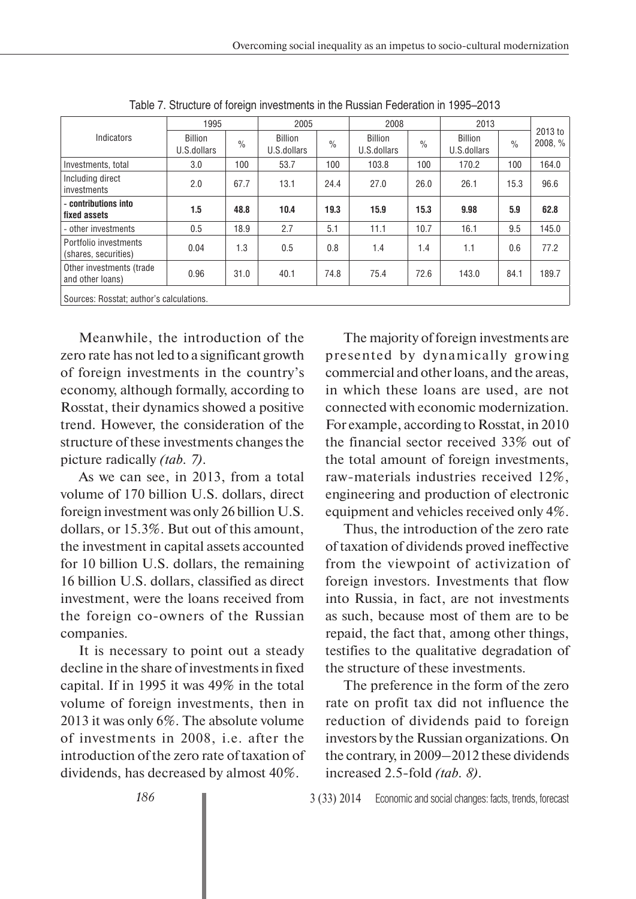Table 7. Structure of foreign investments in the Russian Federation in 1995–2013

| Indicators | 1995 | | 2005 | | 2008 | | 2013 | | 2013 to 2008, % |
|---|---|---|---|---|---|---|---|---|---|
| | Billion U.S.dollars | % | Billion U.S.dollars | % | Billion U.S.dollars | % | Billion U.S.dollars | % | |
| Investments, total | 3.0 | 100 | 53.7 | 100 | 103.8 | 100 | 170.2 | 100 | 164.0 |
| Including direct investments | 2.0 | 67.7 | 13.1 | 24.4 | 27.0 | 26.0 | 26.1 | 15.3 | 96.6 |
| **- contributions into fixed assets** | **1.5** | **48.8** | **10.4** | **19.3** | **15.9** | **15.3** | **9.98** | **5.9** | **62.8** |
| - other investments | 0.5 | 18.9 | 2.7 | 5.1 | 11.1 | 10.7 | 16.1 | 9.5 | 145.0 |
| Portfolio investments (shares, securities) | 0.04 | 1.3 | 0.5 | 0.8 | 1.4 | 1.4 | 1.1 | 0.6 | 77.2 |
| Other investments (trade and other loans) | 0.96 | 31.0 | 40.1 | 74.8 | 75.4 | 72.6 | 143.0 | 84.1 | 189.7 |

Sources: Rosstat; author's calculations.

Meanwhile, the introduction of the zero rate has not led to a significant growth of foreign investments in the country's economy, although formally, according to Rosstat, their dynamics showed a positive trend. However, the consideration of the structure of these investments changes the picture radically *(tab. 7)*.

As we can see, in 2013, from a total volume of 170 billion U.S. dollars, direct foreign investment was only 26 billion U.S. dollars, or 15.3%. But out of this amount, the investment in capital assets accounted for 10 billion U.S. dollars, the remaining 16 billion U.S. dollars, classified as direct investment, were the loans received from the foreign co-owners of the Russian companies.

It is necessary to point out a steady decline in the share of investments in fixed capital. If in 1995 it was 49% in the total volume of foreign investments, then in 2013 it was only 6%. The absolute volume of investments in 2008, i.e. after the introduction of the zero rate of taxation of dividends, has decreased by almost 40%.

The majority of foreign investments are presented by dynamically growing commercial and other loans, and the areas, in which these loans are used, are not connected with economic modernization. For example, according to Rosstat, in 2010 the financial sector received 33% out of the total amount of foreign investments, raw-materials industries received 12%, engineering and production of electronic equipment and vehicles received only 4%.

Thus, the introduction of the zero rate of taxation of dividends proved ineffective from the viewpoint of activization of foreign investors. Investments that flow into Russia, in fact, are not investments as such, because most of them are to be repaid, the fact that, among other things, testifies to the qualitative degradation of the structure of these investments.

The preference in the form of the zero rate on profit tax did not influence the reduction of dividends paid to foreign investors by the Russian organizations. On the contrary, in 2009–2012 these dividends increased 2.5-fold *(tab. 8)*.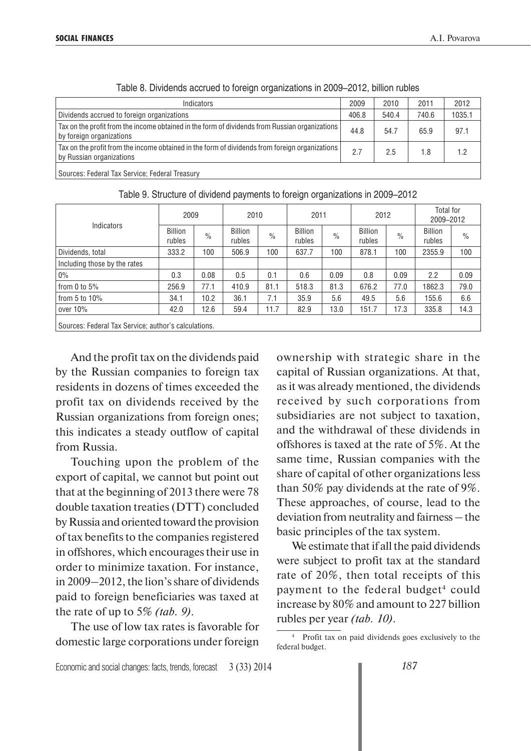Table 8. Dividends accrued to foreign organizations in 2009–2012, billion rubles

| Indicators | 2009 | 2010 | 2011 | 2012 |
|---|---|---|---|---|
| Dividends accrued to foreign organizations | 406.8 | 540.4 | 740.6 | 1035.1 |
| Tax on the profit from the income obtained in the form of dividends from Russian organizations by foreign organizations | 44.8 | 54.7 | 65.9 | 97.1 |
| Tax on the profit from the income obtained in the form of dividends from foreign organizations by Russian organizations | 2.7 | 2.5 | 1.8 | 1.2 |
| Sources: Federal Tax Service; Federal Treasury | | | | |

Table 9. Structure of dividend payments to foreign organizations in 2009–2012

| Indicators | 2009 | | 2010 | | 2011 | | 2012 | | Total for 2009–2012 | |
|---|---|---|---|---|---|---|---|---|---|---|
| | Billion rubles | % | Billion rubles | % | Billion rubles | % | Billion rubles | % | Billion rubles | % |
| Dividends, total | 333.2 | 100 | 506.9 | 100 | 637.7 | 100 | 878.1 | 100 | 2355.9 | 100 |
| Including those by the rates | | | | | | | | | | |
| 0% | 0.3 | 0.08 | 0.5 | 0.1 | 0.6 | 0.09 | 0.8 | 0.09 | 2.2 | 0.09 |
| from 0 to 5% | 256.9 | 77.1 | 410.9 | 81.1 | 518.3 | 81.3 | 676.2 | 77.0 | 1862.3 | 79.0 |
| from 5 to 10% | 34.1 | 10.2 | 36.1 | 7.1 | 35.9 | 5.6 | 49.5 | 5.6 | 155.6 | 6.6 |
| over 10% | 42.0 | 12.6 | 59.4 | 11.7 | 82.9 | 13.0 | 151.7 | 17.3 | 335.8 | 14.3 |
| Sources: Federal Tax Service; author's calculations. | | | | | | | | | | |

And the profit tax on the dividends paid by the Russian companies to foreign tax residents in dozens of times exceeded the profit tax on dividends received by the Russian organizations from foreign ones; this indicates a steady outflow of capital from Russia.

Touching upon the problem of the export of capital, we cannot but point out that at the beginning of 2013 there were 78 double taxation treaties (DTT) concluded by Russia and oriented toward the provision of tax benefits to the companies registered in offshores, which encourages their use in order to minimize taxation. For instance, in 2009–2012, the lion's share of dividends paid to foreign beneficiaries was taxed at the rate of up to 5% *(tab. 9)*.

The use of low tax rates is favorable for domestic large corporations under foreign ownership with strategic share in the capital of Russian organizations. At that, as it was already mentioned, the dividends received by such corporations from subsidiaries are not subject to taxation, and the withdrawal of these dividends in offshores is taxed at the rate of 5%. At the same time, Russian companies with the share of capital of other organizations less than 50% pay dividends at the rate of 9%. These approaches, of course, lead to the deviation from neutrality and fairness – the basic principles of the tax system.

We estimate that if all the paid dividends were subject to profit tax at the standard rate of 20%, then total receipts of this payment to the federal budget[4] could increase by 80% and amount to 227 billion rubles per year *(tab. 10)*.

[4] Profit tax on paid dividends goes exclusively to the federal budget.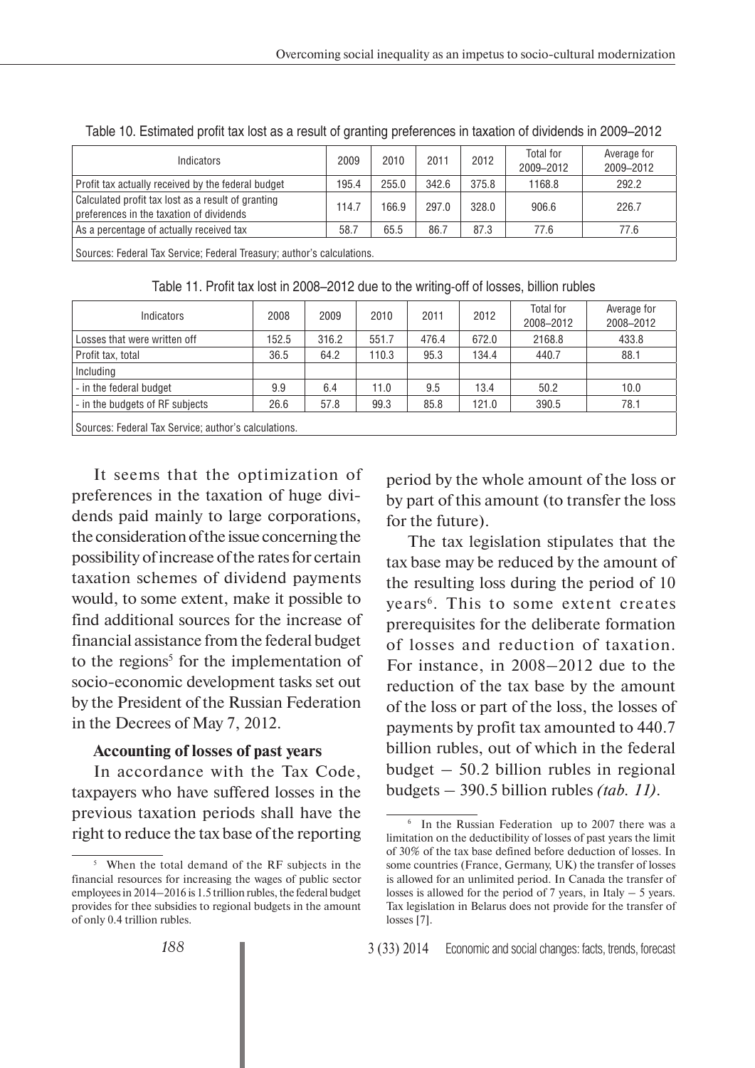Table 10. Estimated profit tax lost as a result of granting preferences in taxation of dividends in 2009–2012

| Indicators | 2009 | 2010 | 2011 | 2012 | Total for 2009–2012 | Average for 2009–2012 |
|---|---|---|---|---|---|---|
| Profit tax actually received by the federal budget | 195.4 | 255.0 | 342.6 | 375.8 | 1168.8 | 292.2 |
| Calculated profit tax lost as a result of granting preferences in the taxation of dividends | 114.7 | 166.9 | 297.0 | 328.0 | 906.6 | 226.7 |
| As a percentage of actually received tax | 58.7 | 65.5 | 86.7 | 87.3 | 77.6 | 77.6 |
| Sources: Federal Tax Service; Federal Treasury; author's calculations. | | | | | | |

Table 11. Profit tax lost in 2008–2012 due to the writing-off of losses, billion rubles

| Indicators | 2008 | 2009 | 2010 | 2011 | 2012 | Total for 2008–2012 | Average for 2008–2012 |
|---|---|---|---|---|---|---|---|
| Losses that were written off | 152.5 | 316.2 | 551.7 | 476.4 | 672.0 | 2168.8 | 433.8 |
| Profit tax, total | 36.5 | 64.2 | 110.3 | 95.3 | 134.4 | 440.7 | 88.1 |
| Including | | | | | | | |
| - in the federal budget | 9.9 | 6.4 | 11.0 | 9.5 | 13.4 | 50.2 | 10.0 |
| - in the budgets of RF subjects | 26.6 | 57.8 | 99.3 | 85.8 | 121.0 | 390.5 | 78.1 |
| Sources: Federal Tax Service; author's calculations. | | | | | | | |

It seems that the optimization of preferences in the taxation of huge dividends paid mainly to large corporations, the consideration of the issue concerning the possibility of increase of the rates for certain taxation schemes of dividend payments would, to some extent, make it possible to find additional sources for the increase of financial assistance from the federal budget to the regions[5] for the implementation of socio-economic development tasks set out by the President of the Russian Federation in the Decrees of May 7, 2012.

**Accounting of losses of past years**

In accordance with the Tax Code, taxpayers who have suffered losses in the previous taxation periods shall have the right to reduce the tax base of the reporting period by the whole amount of the loss or by part of this amount (to transfer the loss for the future).

The tax legislation stipulates that the tax base may be reduced by the amount of the resulting loss during the period of 10 years[6]. This to some extent creates prerequisites for the deliberate formation of losses and reduction of taxation. For instance, in 2008–2012 due to the reduction of the tax base by the amount of the loss or part of the loss, the losses of payments by profit tax amounted to 440.7 billion rubles, out of which in the federal budget – 50.2 billion rubles in regional budgets – 390.5 billion rubles *(tab. 11)*.

[5] When the total demand of the RF subjects in the financial resources for increasing the wages of public sector employees in 2014–2016 is 1.5 trillion rubles, the federal budget provides for thee subsidies to regional budgets in the amount of only 0.4 trillion rubles.

[6] In the Russian Federation up to 2007 there was a limitation on the deductibility of losses of past years the limit of 30% of the tax base defined before deduction of losses. In some countries (France, Germany, UK) the transfer of losses is allowed for an unlimited period. In Canada the transfer of losses is allowed for the period of 7 years, in Italy – 5 years. Tax legislation in Belarus does not provide for the transfer of losses [7].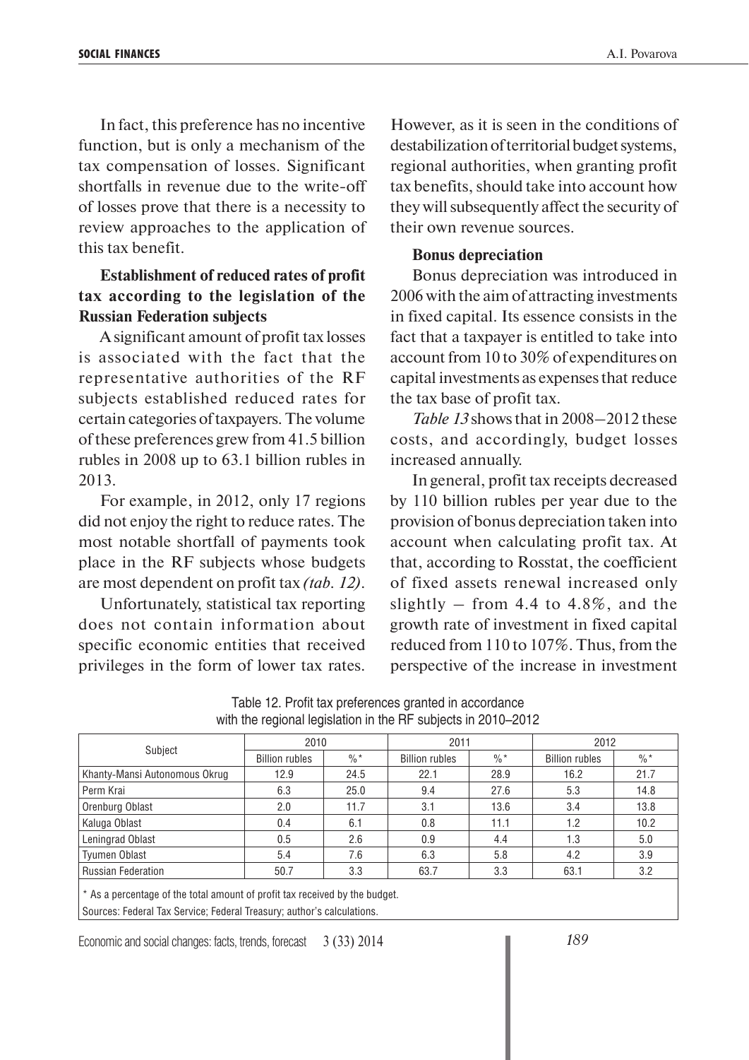In fact, this preference has no incentive function, but is only a mechanism of the tax compensation of losses. Significant shortfalls in revenue due to the write-off of losses prove that there is a necessity to review approaches to the application of this tax benefit.

**Establishment of reduced rates of profit tax according to the legislation of the Russian Federation subjects**

A significant amount of profit tax losses is associated with the fact that the representative authorities of the RF subjects established reduced rates for certain categories of taxpayers. The volume of these preferences grew from 41.5 billion rubles in 2008 up to 63.1 billion rubles in 2013.

For example, in 2012, only 17 regions did not enjoy the right to reduce rates. The most notable shortfall of payments took place in the RF subjects whose budgets are most dependent on profit tax *(tab. 12)*.

Unfortunately, statistical tax reporting does not contain information about specific economic entities that received privileges in the form of lower tax rates. However, as it is seen in the conditions of destabilization of territorial budget systems, regional authorities, when granting profit tax benefits, should take into account how they will subsequently affect the security of their own revenue sources.

**Bonus depreciation**

Bonus depreciation was introduced in 2006 with the aim of attracting investments in fixed capital. Its essence consists in the fact that a taxpayer is entitled to take into account from 10 to 30% of expenditures on capital investments as expenses that reduce the tax base of profit tax.

*Table 13* shows that in 2008–2012 these costs, and accordingly, budget losses increased annually.

In general, profit tax receipts decreased by 110 billion rubles per year due to the provision of bonus depreciation taken into account when calculating profit tax. At that, according to Rosstat, the coefficient of fixed assets renewal increased only slightly – from 4.4 to 4.8%, and the growth rate of investment in fixed capital reduced from 110 to 107%. Thus, from the perspective of the increase in investment

Table 12. Profit tax preferences granted in accordance with the regional legislation in the RF subjects in 2010–2012

| Subject | 2010 | | 2011 | | 2012 | |
|---|---|---|---|---|---|---|
| | Billion rubles | %* | Billion rubles | %* | Billion rubles | %* |
| Khanty-Mansi Autonomous Okrug | 12.9 | 24.5 | 22.1 | 28.9 | 16.2 | 21.7 |
| Perm Krai | 6.3 | 25.0 | 9.4 | 27.6 | 5.3 | 14.8 |
| Orenburg Oblast | 2.0 | 11.7 | 3.1 | 13.6 | 3.4 | 13.8 |
| Kaluga Oblast | 0.4 | 6.1 | 0.8 | 11.1 | 1.2 | 10.2 |
| Leningrad Oblast | 0.5 | 2.6 | 0.9 | 4.4 | 1.3 | 5.0 |
| Tyumen Oblast | 5.4 | 7.6 | 6.3 | 5.8 | 4.2 | 3.9 |
| Russian Federation | 50.7 | 3.3 | 63.7 | 3.3 | 63.1 | 3.2 |

* As a percentage of the total amount of profit tax received by the budget.

Sources: Federal Tax Service; Federal Treasury; author's calculations.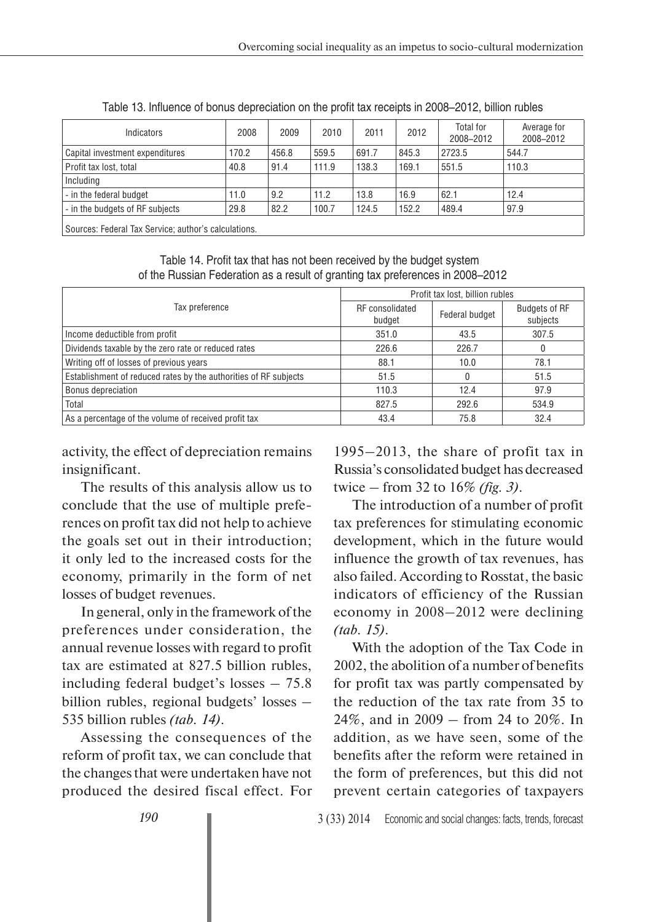Table 13. Influence of bonus depreciation on the profit tax receipts in 2008–2012, billion rubles

| Indicators | 2008 | 2009 | 2010 | 2011 | 2012 | Total for 2008–2012 | Average for 2008–2012 |
|---|---|---|---|---|---|---|---|
| Capital investment expenditures | 170.2 | 456.8 | 559.5 | 691.7 | 845.3 | 2723.5 | 544.7 |
| Profit tax lost, total | 40.8 | 91.4 | 111.9 | 138.3 | 169.1 | 551.5 | 110.3 |
| Including | | | | | | | |
| - in the federal budget | 11.0 | 9.2 | 11.2 | 13.8 | 16.9 | 62.1 | 12.4 |
| - in the budgets of RF subjects | 29.8 | 82.2 | 100.7 | 124.5 | 152.2 | 489.4 | 97.9 |

Sources: Federal Tax Service; author's calculations.

Table 14. Profit tax that has not been received by the budget system of the Russian Federation as a result of granting tax preferences in 2008–2012

| Tax preference | Profit tax lost, billion rubles | | |
|---|---|---|---|
| | RF consolidated budget | Federal budget | Budgets of RF subjects |
| Income deductible from profit | 351.0 | 43.5 | 307.5 |
| Dividends taxable by the zero rate or reduced rates | 226.6 | 226.7 | 0 |
| Writing off of losses of previous years | 88.1 | 10.0 | 78.1 |
| Establishment of reduced rates by the authorities of RF subjects | 51.5 | 0 | 51.5 |
| Bonus depreciation | 110.3 | 12.4 | 97.9 |
| Total | 827.5 | 292.6 | 534.9 |
| As a percentage of the volume of received profit tax | 43.4 | 75.8 | 32.4 |

activity, the effect of depreciation remains insignificant.

The results of this analysis allow us to conclude that the use of multiple preferences on profit tax did not help to achieve the goals set out in their introduction; it only led to the increased costs for the economy, primarily in the form of net losses of budget revenues.

In general, only in the framework of the preferences under consideration, the annual revenue losses with regard to profit tax are estimated at 827.5 billion rubles, including federal budget's losses – 75.8 billion rubles, regional budgets' losses – 535 billion rubles *(tab. 14)*.

Assessing the consequences of the reform of profit tax, we can conclude that the changes that were undertaken have not produced the desired fiscal effect. For 1995–2013, the share of profit tax in Russia's consolidated budget has decreased twice – from 32 to 16% *(fig. 3)*.

The introduction of a number of profit tax preferences for stimulating economic development, which in the future would influence the growth of tax revenues, has also failed. According to Rosstat, the basic indicators of efficiency of the Russian economy in 2008–2012 were declining *(tab. 15)*.

With the adoption of the Tax Code in 2002, the abolition of a number of benefits for profit tax was partly compensated by the reduction of the tax rate from 35 to 24%, and in 2009 – from 24 to 20%. In addition, as we have seen, some of the benefits after the reform were retained in the form of preferences, but this did not prevent certain categories of taxpayers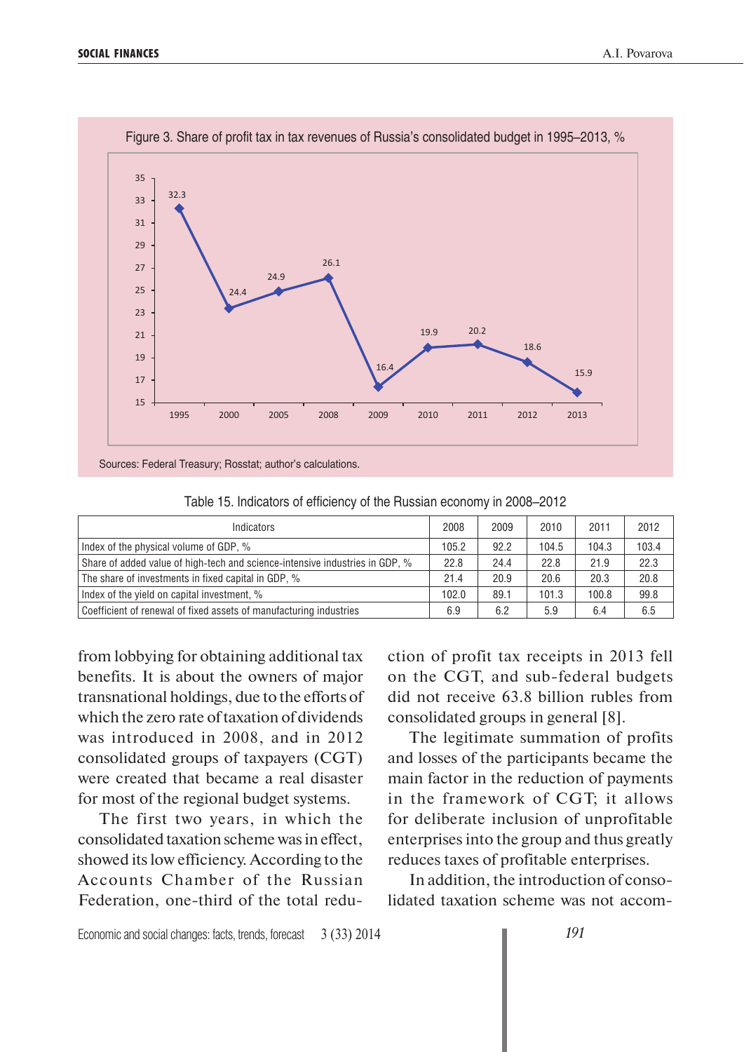Figure 3. Share of profit tax in tax revenues of Russia's consolidated budget in 1995–2013, %

| Year | 1995 | 2000 | 2005 | 2008 | 2009 | 2010 | 2011 | 2012 | 2013 |
|---|---|---|---|---|---|---|---|---|---|
| % | 32.3 | 24.4 | 24.9 | 26.1 | 16.4 | 19.9 | 20.2 | 18.6 | 15.9 |

Sources: Federal Treasury; Rosstat; author's calculations.

Table 15. Indicators of efficiency of the Russian economy in 2008–2012

| Indicators | 2008 | 2009 | 2010 | 2011 | 2012 |
|---|---|---|---|---|---|
| Index of the physical volume of GDP, % | 105.2 | 92.2 | 104.5 | 104.3 | 103.4 |
| Share of added value of high-tech and science-intensive industries in GDP, % | 22.8 | 24.4 | 22.8 | 21.9 | 22.3 |
| The share of investments in fixed capital in GDP, % | 21.4 | 20.9 | 20.6 | 20.3 | 20.8 |
| Index of the yield on capital investment, % | 102.0 | 89.1 | 101.3 | 100.8 | 99.8 |
| Coefficient of renewal of fixed assets of manufacturing industries | 6.9 | 6.2 | 5.9 | 6.4 | 6.5 |

from lobbying for obtaining additional tax benefits. It is about the owners of major transnational holdings, due to the efforts of which the zero rate of taxation of dividends was introduced in 2008, and in 2012 consolidated groups of taxpayers (CGT) were created that became a real disaster for most of the regional budget systems.

The first two years, in which the consolidated taxation scheme was in effect, showed its low efficiency. According to the Accounts Chamber of the Russian Federation, one-third of the total reduction of profit tax receipts in 2013 fell on the CGT, and sub-federal budgets did not receive 63.8 billion rubles from consolidated groups in general [8].

The legitimate summation of profits and losses of the participants became the main factor in the reduction of payments in the framework of CGT; it allows for deliberate inclusion of unprofitable enterprises into the group and thus greatly reduces taxes of profitable enterprises.

In addition, the introduction of consolidated taxation scheme was not accom-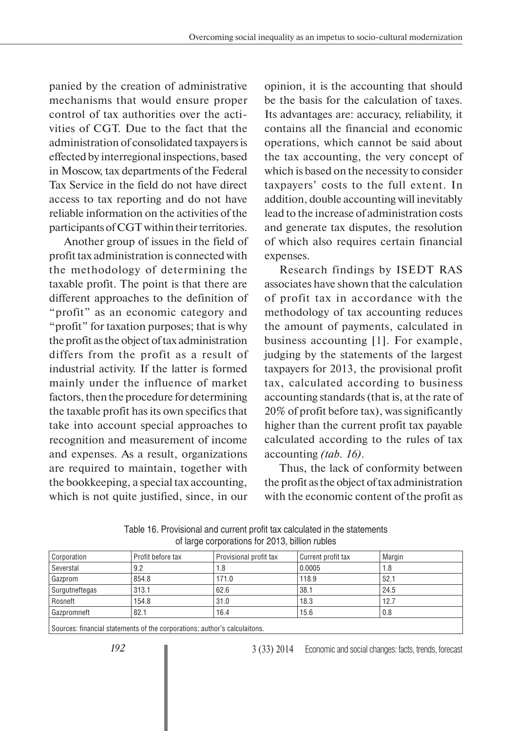panied by the creation of administrative mechanisms that would ensure proper control of tax authorities over the activities of CGT. Due to the fact that the administration of consolidated taxpayers is effected by interregional inspections, based in Moscow, tax departments of the Federal Tax Service in the field do not have direct access to tax reporting and do not have reliable information on the activities of the participants of CGT within their territories.

Another group of issues in the field of profit tax administration is connected with the methodology of determining the taxable profit. The point is that there are different approaches to the definition of "profit" as an economic category and "profit" for taxation purposes; that is why the profit as the object of tax administration differs from the profit as a result of industrial activity. If the latter is formed mainly under the influence of market factors, then the procedure for determining the taxable profit has its own specifics that take into account special approaches to recognition and measurement of income and expenses. As a result, organizations are required to maintain, together with the bookkeeping, a special tax accounting, which is not quite justified, since, in our opinion, it is the accounting that should be the basis for the calculation of taxes. Its advantages are: accuracy, reliability, it contains all the financial and economic operations, which cannot be said about the tax accounting, the very concept of which is based on the necessity to consider taxpayers' costs to the full extent. In addition, double accounting will inevitably lead to the increase of administration costs and generate tax disputes, the resolution of which also requires certain financial expenses.

Research findings by ISEDT RAS associates have shown that the calculation of profit tax in accordance with the methodology of tax accounting reduces the amount of payments, calculated in business accounting [1]. For example, judging by the statements of the largest taxpayers for 2013, the provisional profit tax, calculated according to business accounting standards (that is, at the rate of 20% of profit before tax), was significantly higher than the current profit tax payable calculated according to the rules of tax accounting *(tab. 16)*.

Thus, the lack of conformity between the profit as the object of tax administration with the economic content of the profit as

Table 16. Provisional and current profit tax calculated in the statements of large corporations for 2013, billion rubles

| Corporation | Profit before tax | Provisional profit tax | Current profit tax | Margin |
|---|---|---|---|---|
| Severstal | 9.2 | 1.8 | 0.0005 | 1.8 |
| Gazprom | 854.8 | 171.0 | 118.9 | 52.1 |
| Surgutneftegas | 313.1 | 62.6 | 38.1 | 24.5 |
| Rosneft | 154.8 | 31.0 | 18.3 | 12.7 |
| Gazpromneft | 82.1 | 16.4 | 15.6 | 0.8 |

Sources: financial statements of the corporations; author's calculaitons.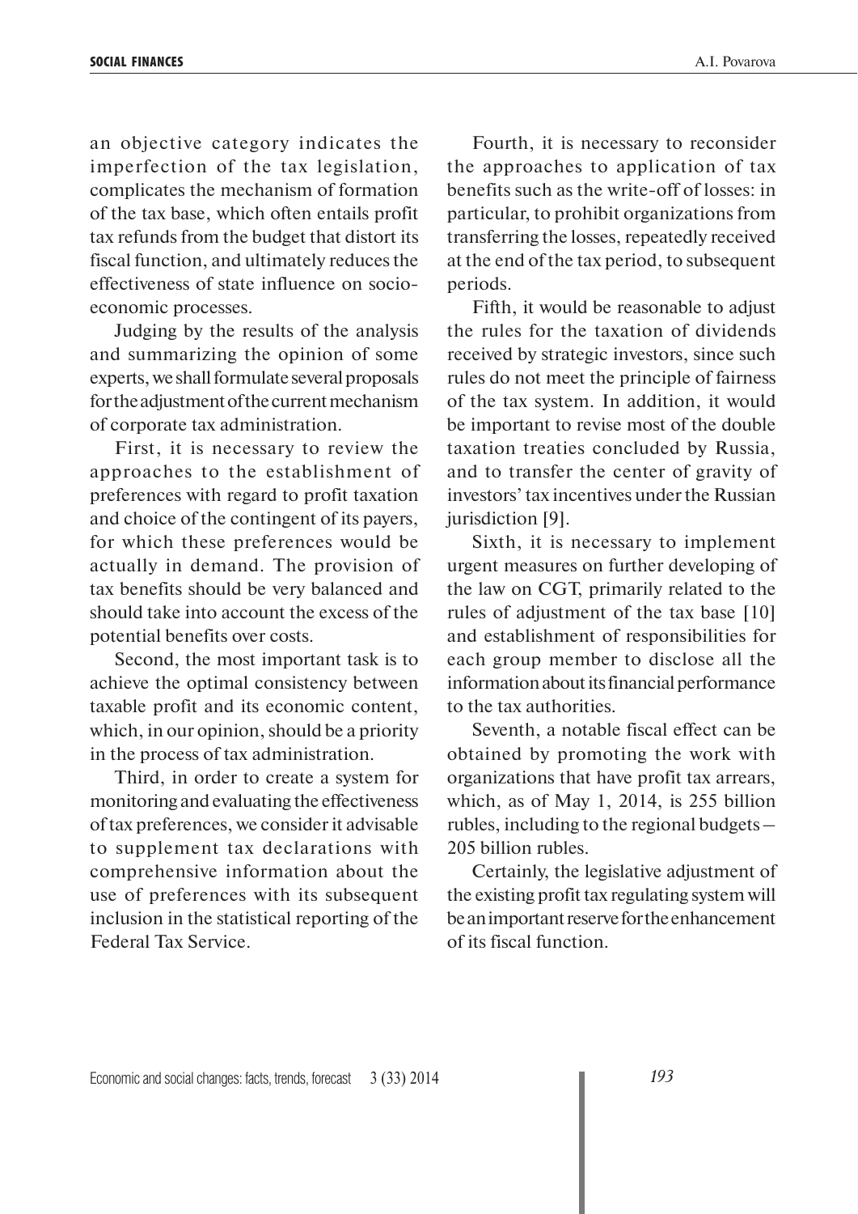an objective category indicates the imperfection of the tax legislation, complicates the mechanism of formation of the tax base, which often entails profit tax refunds from the budget that distort its fiscal function, and ultimately reduces the effectiveness of state influence on socio-economic processes.

Judging by the results of the analysis and summarizing the opinion of some experts, we shall formulate several proposals for the adjustment of the current mechanism of corporate tax administration.

First, it is necessary to review the approaches to the establishment of preferences with regard to profit taxation and choice of the contingent of its payers, for which these preferences would be actually in demand. The provision of tax benefits should be very balanced and should take into account the excess of the potential benefits over costs.

Second, the most important task is to achieve the optimal consistency between taxable profit and its economic content, which, in our opinion, should be a priority in the process of tax administration.

Third, in order to create a system for monitoring and evaluating the effectiveness of tax preferences, we consider it advisable to supplement tax declarations with comprehensive information about the use of preferences with its subsequent inclusion in the statistical reporting of the Federal Tax Service.

Fourth, it is necessary to reconsider the approaches to application of tax benefits such as the write-off of losses: in particular, to prohibit organizations from transferring the losses, repeatedly received at the end of the tax period, to subsequent periods.

Fifth, it would be reasonable to adjust the rules for the taxation of dividends received by strategic investors, since such rules do not meet the principle of fairness of the tax system. In addition, it would be important to revise most of the double taxation treaties concluded by Russia, and to transfer the center of gravity of investors' tax incentives under the Russian jurisdiction [9].

Sixth, it is necessary to implement urgent measures on further developing of the law on CGT, primarily related to the rules of adjustment of the tax base [10] and establishment of responsibilities for each group member to disclose all the information about its financial performance to the tax authorities.

Seventh, a notable fiscal effect can be obtained by promoting the work with organizations that have profit tax arrears, which, as of May 1, 2014, is 255 billion rubles, including to the regional budgets – 205 billion rubles.

Certainly, the legislative adjustment of the existing profit tax regulating system will be an important reserve for the enhancement of its fiscal function.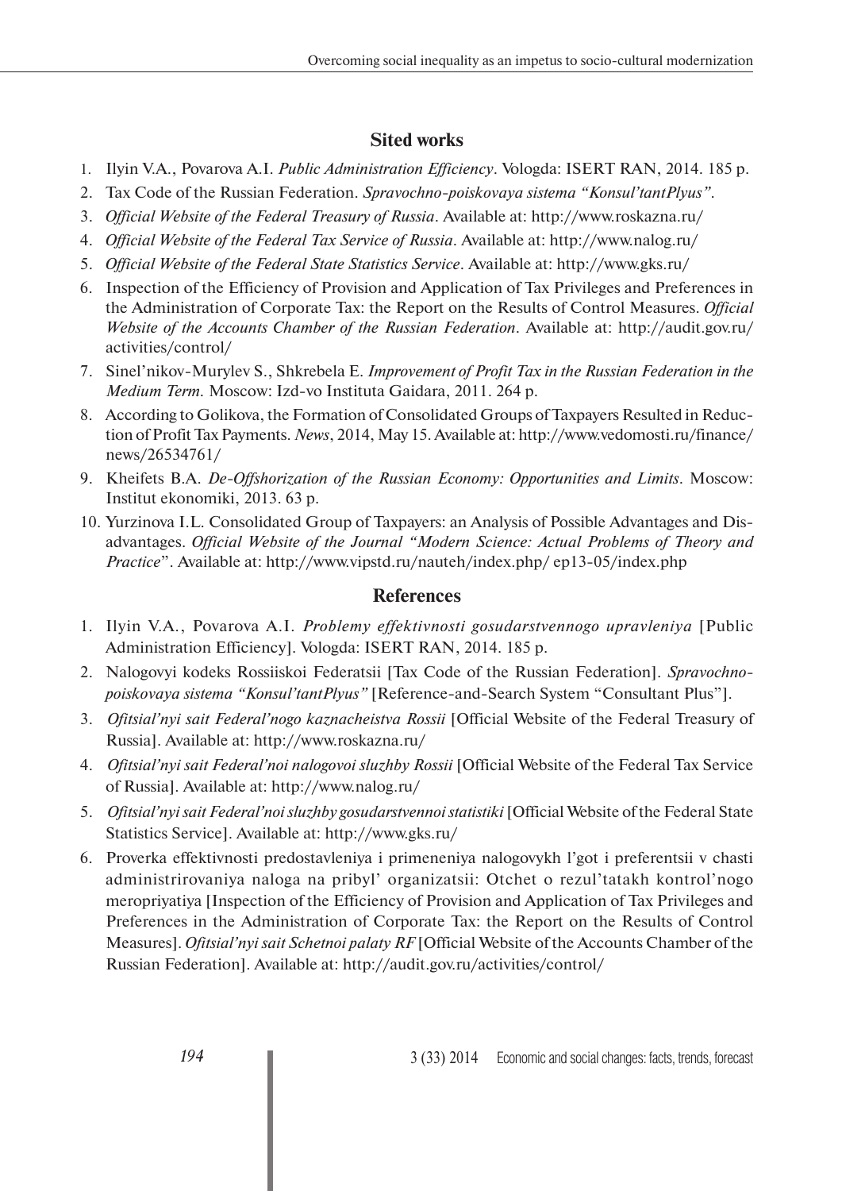## Sited works

1. Ilyin V.A., Povarova A.I. *Public Administration Efficiency*. Vologda: ISERT RAN, 2014. 185 p.
2. Tax Code of the Russian Federation. *Spravochno-poiskovaya sistema "Konsul'tantPlyus"*.
3. *Official Website of the Federal Treasury of Russia*. Available at: http://www.roskazna.ru/
4. *Official Website of the Federal Tax Service of Russia*. Available at: http://www.nalog.ru/
5. *Official Website of the Federal State Statistics Service*. Available at: http://www.gks.ru/
6. Inspection of the Efficiency of Provision and Application of Tax Privileges and Preferences in the Administration of Corporate Tax: the Report on the Results of Control Measures. *Official Website of the Accounts Chamber of the Russian Federation*. Available at: http://audit.gov.ru/activities/control/
7. Sinel'nikov-Murylev S., Shkrebela E. *Improvement of Profit Tax in the Russian Federation in the Medium Term.* Moscow: Izd-vo Instituta Gaidara, 2011. 264 p.
8. According to Golikova, the Formation of Consolidated Groups of Taxpayers Resulted in Reduction of Profit Tax Payments. *News*, 2014, May 15. Available at: http://www.vedomosti.ru/finance/news/26534761/
9. Kheifets B.A. *De-Offshorization of the Russian Economy: Opportunities and Limits*. Moscow: Institut ekonomiki, 2013. 63 p.
10. Yurzinova I.L. Consolidated Group of Taxpayers: an Analysis of Possible Advantages and Disadvantages. *Official Website of the Journal "Modern Science: Actual Problems of Theory and Practice*". Available at: http://www.vipstd.ru/nauteh/index.php/ ep13-05/index.php

## References

1. Ilyin V.A., Povarova A.I. *Problemy effektivnosti gosudarstvennogo upravleniya* [Public Administration Efficiency]. Vologda: ISERT RAN, 2014. 185 p.
2. Nalogovyi kodeks Rossiiskoi Federatsii [Tax Code of the Russian Federation]. *Spravochno-poiskovaya sistema "Konsul'tantPlyus"* [Reference-and-Search System "Consultant Plus"].
3. *Ofitsial'nyi sait Federal'nogo kaznacheistva Rossii* [Official Website of the Federal Treasury of Russia]. Available at: http://www.roskazna.ru/
4. *Ofitsial'nyi sait Federal'noi nalogovoi sluzhby Rossii* [Official Website of the Federal Tax Service of Russia]. Available at: http://www.nalog.ru/
5. *Ofitsial'nyi sait Federal'noi sluzhby gosudarstvennoi statistiki* [Official Website of the Federal State Statistics Service]. Available at: http://www.gks.ru/
6. Proverka effektivnosti predostavleniya i primeneniya nalogovykh l'got i preferentsii v chasti administrirovaniya naloga na pribyl' organizatsii: Otchet o rezul'tatakh kontrol'nogo meropriyatiya [Inspection of the Efficiency of Provision and Application of Tax Privileges and Preferences in the Administration of Corporate Tax: the Report on the Results of Control Measures]. *Ofitsial'nyi sait Schetnoi palaty RF* [Official Website of the Accounts Chamber of the Russian Federation]. Available at: http://audit.gov.ru/activities/control/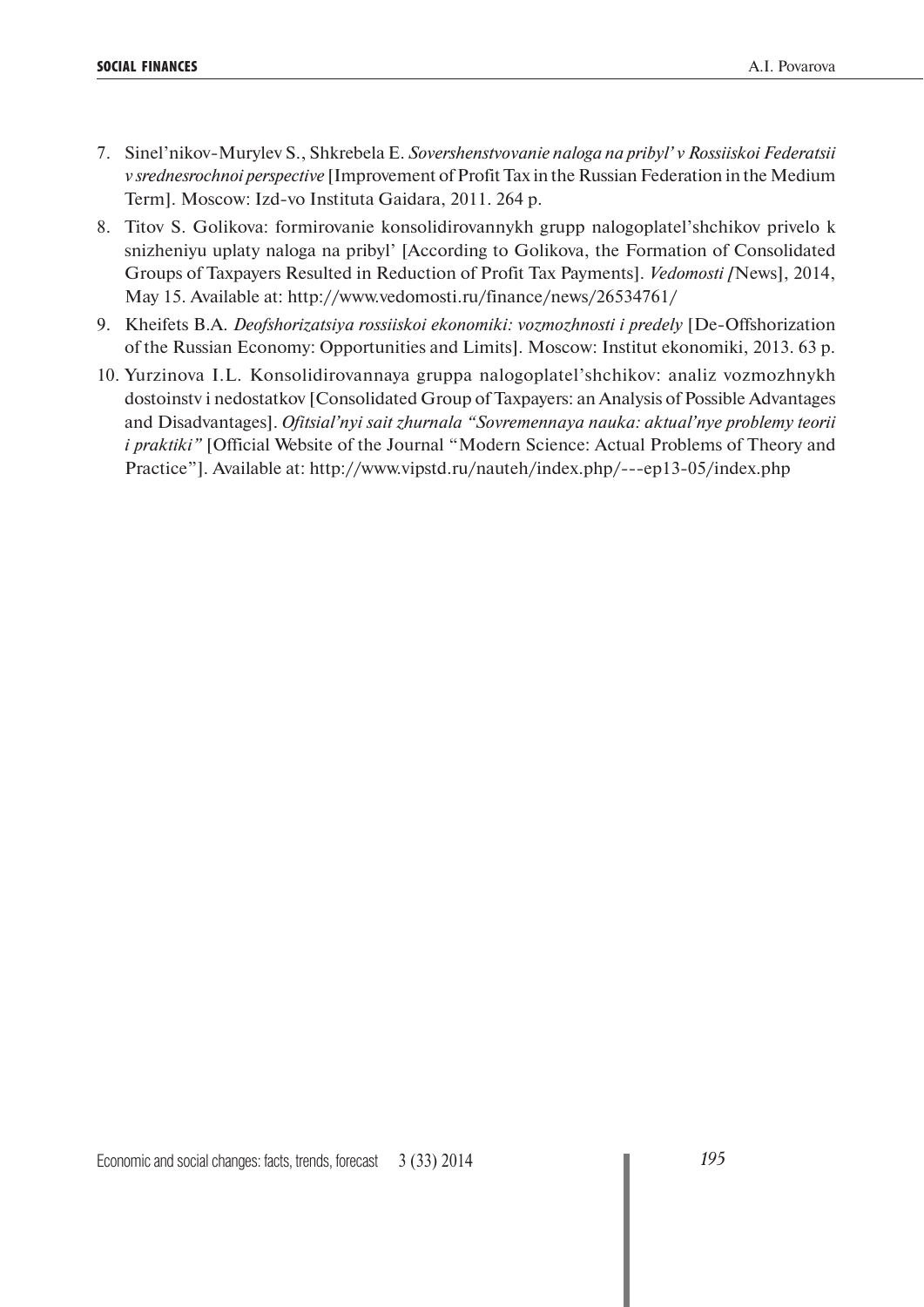7. Sinel'nikov-Murylev S., Shkrebela E. *Sovershenstvovanie naloga na pribyl' v Rossiiskoi Federatsii v srednesrochnoi perspective* [Improvement of Profit Tax in the Russian Federation in the Medium Term]. Moscow: Izd-vo Instituta Gaidara, 2011. 264 p.
8. Titov S. Golikova: formirovanie konsolidirovannykh grupp nalogoplatel'shchikov privelo k snizheniyu uplaty naloga na pribyl' [According to Golikova, the Formation of Consolidated Groups of Taxpayers Resulted in Reduction of Profit Tax Payments]. *Vedomosti [*News], 2014, May 15. Available at: http://www.vedomosti.ru/finance/news/26534761/
9. Kheifets B.A. *Deofshorizatsiya rossiiskoi ekonomiki: vozmozhnosti i predely* [De-Offshorization of the Russian Economy: Opportunities and Limits]. Moscow: Institut ekonomiki, 2013. 63 p.
10. Yurzinova I.L. Konsolidirovannaya gruppa nalogoplatel'shchikov: analiz vozmozhnykh dostoinstv i nedostatkov [Consolidated Group of Taxpayers: an Analysis of Possible Advantages and Disadvantages]. *Ofitsial'nyi sait zhurnala "Sovremennaya nauka: aktual'nye problemy teorii i praktiki"* [Official Website of the Journal "Modern Science: Actual Problems of Theory and Practice"]. Available at: http://www.vipstd.ru/nauteh/index.php/---ep13-05/index.php